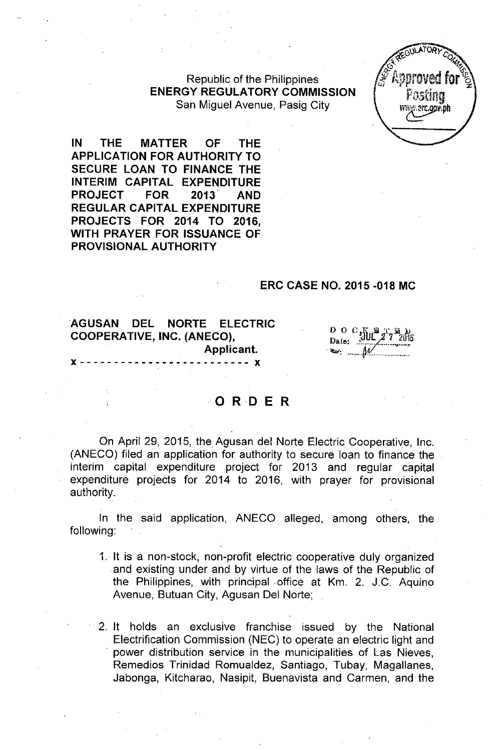Republic of the Philippines
**ENERGY REGULATORY COMMISSION**
San Miguel Avenue, Pasig City

**IN THE MATTER OF THE APPLICATION FOR AUTHORITY TO SECURE LOAN TO FINANCE THE INTERIM CAPITAL EXPENDITURE PROJECT FOR 2013 AND REGULAR CAPITAL EXPENDITURE PROJECTS FOR 2014 TO 2016, WITH PRAYER FOR ISSUANCE OF PROVISIONAL AUTHORITY**

**ERC CASE NO. 2015-018 MC**

**AGUSAN DEL NORTE ELECTRIC COOPERATIVE, INC. (ANECO),**
**Applicant.**
x - - - - - - - - - - - - - - - - - - - - - - - - x

DOCKETED
Date: JUL 27 2015

# ORDER

On April 29, 2015, the Agusan del Norte Electric Cooperative, Inc. (ANECO) filed an application for authority to secure loan to finance the interim capital expenditure project for 2013 and regular capital expenditure projects for 2014 to 2016, with prayer for provisional authority.

In the said application, ANECO alleged, among others, the following:

1. It is a non-stock, non-profit electric cooperative duly organized and existing under and by virtue of the laws of the Republic of the Philippines, with principal office at Km. 2. J.C. Aquino Avenue, Butuan City, Agusan Del Norte;

2. It holds an exclusive franchise issued by the National Electrification Commission (NEC) to operate an electric light and power distribution service in the municipalities of Las Nieves, Remedios Trinidad Romualdez, Santiago, Tubay, Magallanes, Jabonga, Kitcharao, Nasipit, Buenavista and Carmen, and the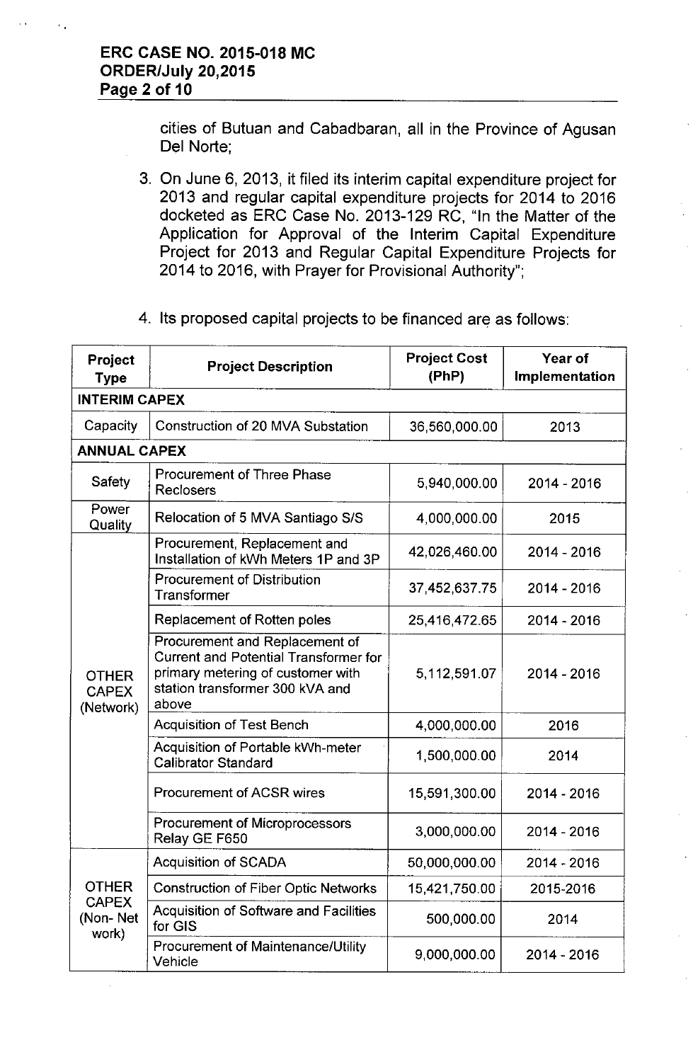cities of Butuan and Cabadbaran, all in the Province of Agusan Del Norte;

3. On June 6, 2013, it filed its interim capital expenditure project for 2013 and regular capital expenditure projects for 2014 to 2016 docketed as ERC Case No. 2013-129 RC, "In the Matter of the Application for Approval of the Interim Capital Expenditure Project for 2013 and Regular Capital Expenditure Projects for 2014 to 2016, with Prayer for Provisional Authority";

4. Its proposed capital projects to be financed are as follows:

| Project Type | Project Description | Project Cost (PhP) | Year of Implementation |
|---|---|---|---|
| **INTERIM CAPEX** | | | |
| Capacity | Construction of 20 MVA Substation | 36,560,000.00 | 2013 |
| **ANNUAL CAPEX** | | | |
| Safety | Procurement of Three Phase Reclosers | 5,940,000.00 | 2014 - 2016 |
| Power Quality | Relocation of 5 MVA Santiago S/S | 4,000,000.00 | 2015 |
| OTHER CAPEX (Network) | Procurement, Replacement and Installation of kWh Meters 1P and 3P | 42,026,460.00 | 2014 - 2016 |
| | Procurement of Distribution Transformer | 37,452,637.75 | 2014 - 2016 |
| | Replacement of Rotten poles | 25,416,472.65 | 2014 - 2016 |
| | Procurement and Replacement of Current and Potential Transformer for primary metering of customer with station transformer 300 kVA and above | 5,112,591.07 | 2014 - 2016 |
| | Acquisition of Test Bench | 4,000,000.00 | 2016 |
| | Acquisition of Portable kWh-meter Calibrator Standard | 1,500,000.00 | 2014 |
| | Procurement of ACSR wires | 15,591,300.00 | 2014 - 2016 |
| | Procurement of Microprocessors Relay GE F650 | 3,000,000.00 | 2014 - 2016 |
| OTHER CAPEX (Non- Net work) | Acquisition of SCADA | 50,000,000.00 | 2014 - 2016 |
| | Construction of Fiber Optic Networks | 15,421,750.00 | 2015-2016 |
| | Acquisition of Software and Facilities for GIS | 500,000.00 | 2014 |
| | Procurement of Maintenance/Utility Vehicle | 9,000,000.00 | 2014 - 2016 |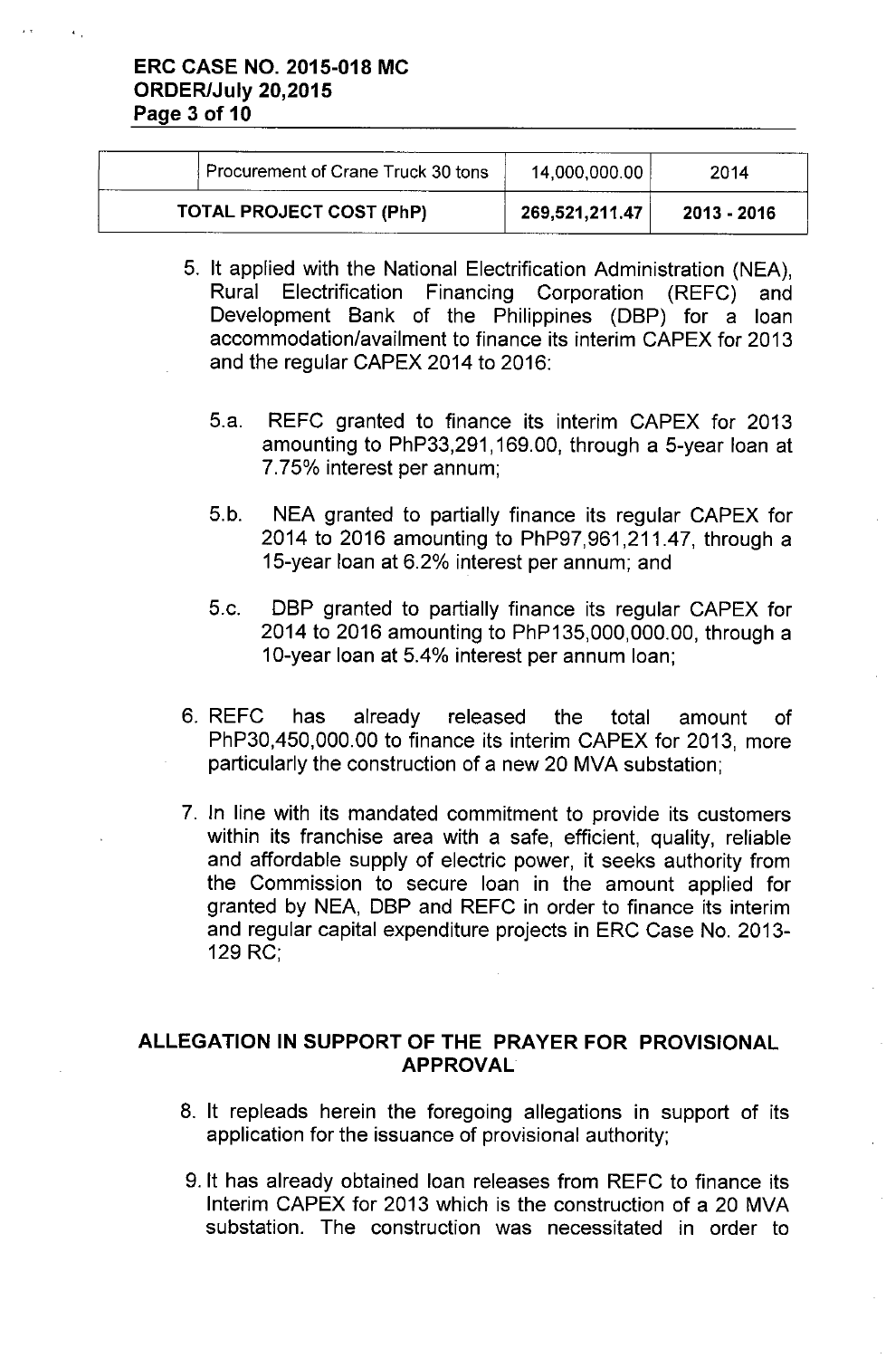| | Procurement of Crane Truck 30 tons | 14,000,000.00 | 2014 |
|---|---|---|---|
| TOTAL PROJECT COST (PhP) | | 269,521,211.47 | 2013 - 2016 |

5. It applied with the National Electrification Administration (NEA), Rural Electrification Financing Corporation (REFC) and Development Bank of the Philippines (DBP) for a loan accommodation/availment to finance its interim CAPEX for 2013 and the regular CAPEX 2014 to 2016:

   5.a. REFC granted to finance its interim CAPEX for 2013 amounting to PhP33,291,169.00, through a 5-year loan at 7.75% interest per annum;

   5.b. NEA granted to partially finance its regular CAPEX for 2014 to 2016 amounting to PhP97,961,211.47, through a 15-year loan at 6.2% interest per annum; and

   5.c. DBP granted to partially finance its regular CAPEX for 2014 to 2016 amounting to PhP135,000,000.00, through a 10-year loan at 5.4% interest per annum loan;

6. REFC has already released the total amount of PhP30,450,000.00 to finance its interim CAPEX for 2013, more particularly the construction of a new 20 MVA substation;

7. In line with its mandated commitment to provide its customers within its franchise area with a safe, efficient, quality, reliable and affordable supply of electric power, it seeks authority from the Commission to secure loan in the amount applied for granted by NEA, DBP and REFC in order to finance its interim and regular capital expenditure projects in ERC Case No. 2013-129 RC;

## ALLEGATION IN SUPPORT OF THE PRAYER FOR PROVISIONAL APPROVAL

8. It repleads herein the foregoing allegations in support of its application for the issuance of provisional authority;

9. It has already obtained loan releases from REFC to finance its Interim CAPEX for 2013 which is the construction of a 20 MVA substation. The construction was necessitated in order to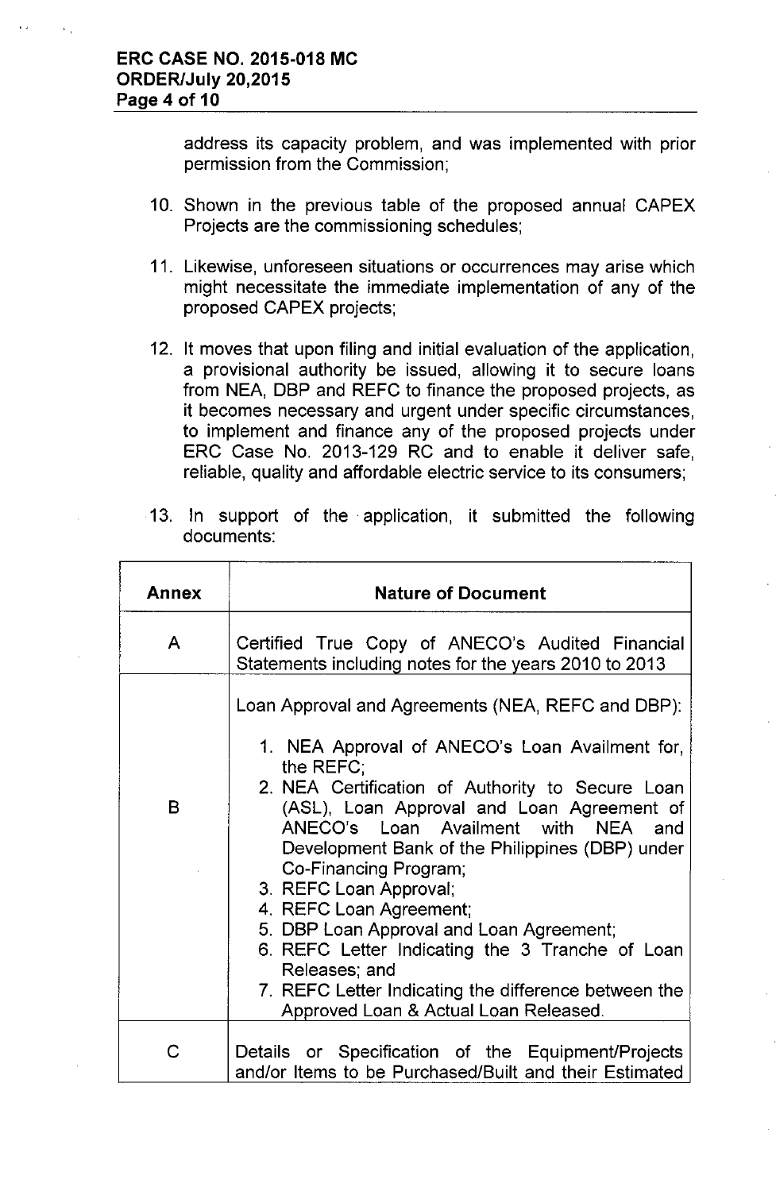address its capacity problem, and was implemented with prior permission from the Commission;

10. Shown in the previous table of the proposed annual CAPEX Projects are the commissioning schedules;

11. Likewise, unforeseen situations or occurrences may arise which might necessitate the immediate implementation of any of the proposed CAPEX projects;

12. It moves that upon filing and initial evaluation of the application, a provisional authority be issued, allowing it to secure loans from NEA, DBP and REFC to finance the proposed projects, as it becomes necessary and urgent under specific circumstances, to implement and finance any of the proposed projects under ERC Case No. 2013-129 RC and to enable it deliver safe, reliable, quality and affordable electric service to its consumers;

13. In support of the application, it submitted the following documents:

| Annex | Nature of Document |
|---|---|
| A | Certified True Copy of ANECO's Audited Financial Statements including notes for the years 2010 to 2013 |
| B | Loan Approval and Agreements (NEA, REFC and DBP):<br>1. NEA Approval of ANECO's Loan Availment for, the REFC;<br>2. NEA Certification of Authority to Secure Loan (ASL), Loan Approval and Loan Agreement of ANECO's Loan Availment with NEA and Development Bank of the Philippines (DBP) under Co-Financing Program;<br>3. REFC Loan Approval;<br>4. REFC Loan Agreement;<br>5. DBP Loan Approval and Loan Agreement;<br>6. REFC Letter Indicating the 3 Tranche of Loan Releases; and<br>7. REFC Letter Indicating the difference between the Approved Loan & Actual Loan Released. |
| C | Details or Specification of the Equipment/Projects and/or Items to be Purchased/Built and their Estimated |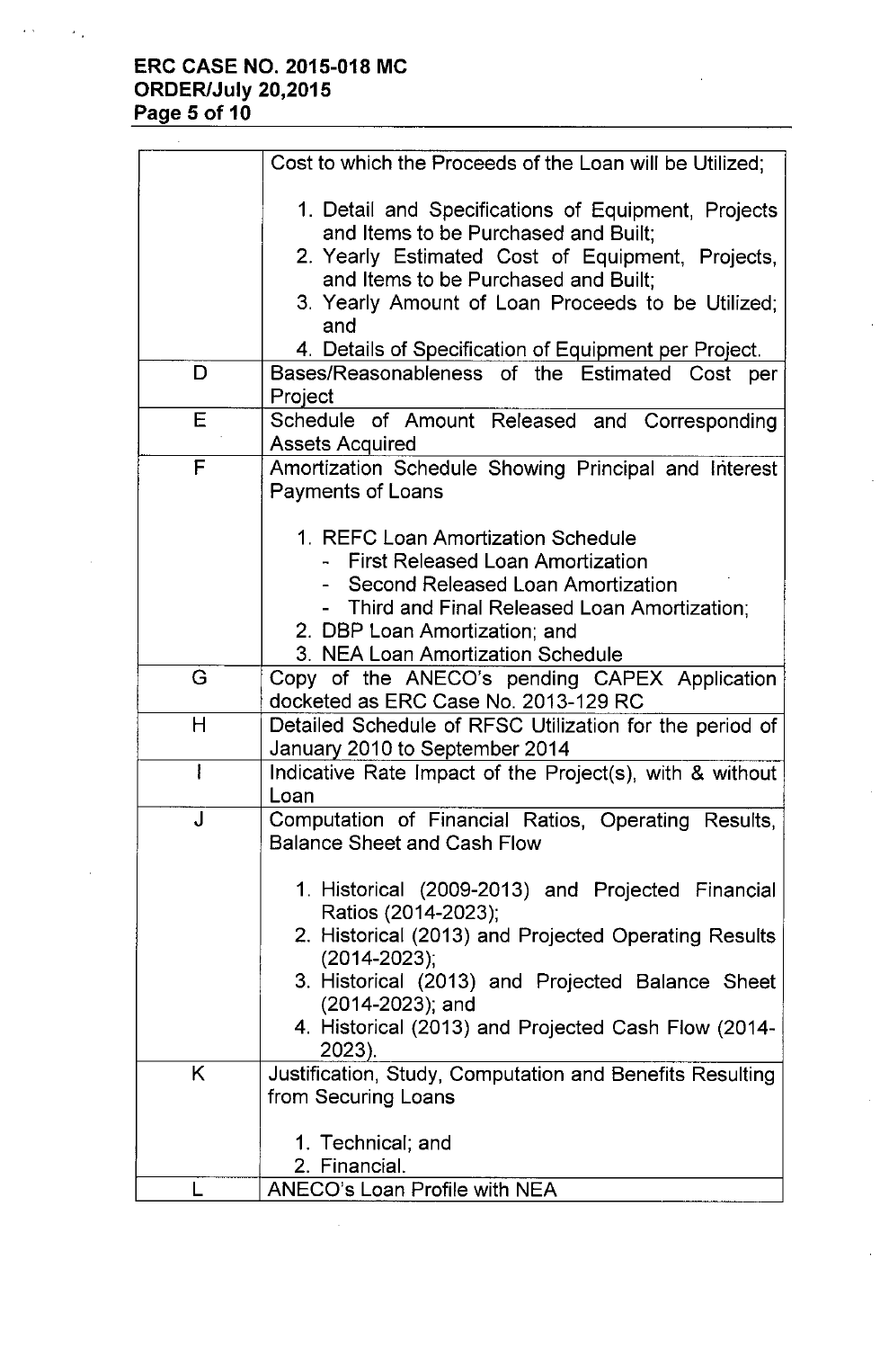| | |
|---|---|
| | Cost to which the Proceeds of the Loan will be Utilized;<br><br>1. Detail and Specifications of Equipment, Projects and Items to be Purchased and Built;<br>2. Yearly Estimated Cost of Equipment, Projects, and Items to be Purchased and Built;<br>3. Yearly Amount of Loan Proceeds to be Utilized; and<br>4. Details of Specification of Equipment per Project. |
| D | Bases/Reasonableness of the Estimated Cost per Project |
| E | Schedule of Amount Released and Corresponding Assets Acquired |
| F | Amortization Schedule Showing Principal and Interest Payments of Loans<br><br>1. REFC Loan Amortization Schedule<br>- First Released Loan Amortization<br>- Second Released Loan Amortization<br>- Third and Final Released Loan Amortization;<br>2. DBP Loan Amortization; and<br>3. NEA Loan Amortization Schedule |
| G | Copy of the ANECO's pending CAPEX Application docketed as ERC Case No. 2013-129 RC |
| H | Detailed Schedule of RFSC Utilization for the period of January 2010 to September 2014 |
| I | Indicative Rate Impact of the Project(s), with & without Loan |
| J | Computation of Financial Ratios, Operating Results, Balance Sheet and Cash Flow<br><br>1. Historical (2009-2013) and Projected Financial Ratios (2014-2023);<br>2. Historical (2013) and Projected Operating Results (2014-2023);<br>3. Historical (2013) and Projected Balance Sheet (2014-2023); and<br>4. Historical (2013) and Projected Cash Flow (2014-2023). |
| K | Justification, Study, Computation and Benefits Resulting from Securing Loans<br><br>1. Technical; and<br>2. Financial. |
| L | ANECO's Loan Profile with NEA |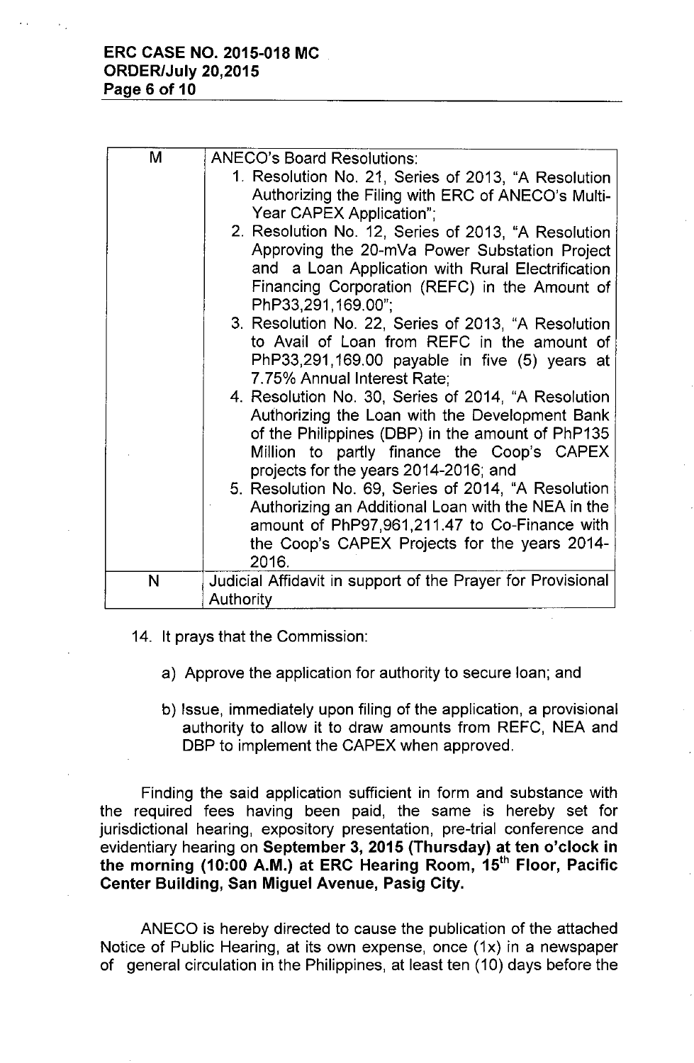| M | ANECO's Board Resolutions:<br>1. Resolution No. 21, Series of 2013, "A Resolution Authorizing the Filing with ERC of ANECO's Multi-Year CAPEX Application";<br>2. Resolution No. 12, Series of 2013, "A Resolution Approving the 20-mVa Power Substation Project and a Loan Application with Rural Electrification Financing Corporation (REFC) in the Amount of PhP33,291,169.00";<br>3. Resolution No. 22, Series of 2013, "A Resolution to Avail of Loan from REFC in the amount of PhP33,291,169.00 payable in five (5) years at 7.75% Annual Interest Rate;<br>4. Resolution No. 30, Series of 2014, "A Resolution Authorizing the Loan with the Development Bank of the Philippines (DBP) in the amount of PhP135 Million to partly finance the Coop's CAPEX projects for the years 2014-2016; and<br>5. Resolution No. 69, Series of 2014, "A Resolution Authorizing an Additional Loan with the NEA in the amount of PhP97,961,211.47 to Co-Finance with the Coop's CAPEX Projects for the years 2014-2016. |
|---|---|
| N | Judicial Affidavit in support of the Prayer for Provisional Authority |

14. It prays that the Commission:

    a) Approve the application for authority to secure loan; and

    b) Issue, immediately upon filing of the application, a provisional authority to allow it to draw amounts from REFC, NEA and DBP to implement the CAPEX when approved.

Finding the said application sufficient in form and substance with the required fees having been paid, the same is hereby set for jurisdictional hearing, expository presentation, pre-trial conference and evidentiary hearing on **September 3, 2015 (Thursday) at ten o'clock in the morning (10:00 A.M.) at ERC Hearing Room, 15th Floor, Pacific Center Building, San Miguel Avenue, Pasig City.**

ANECO is hereby directed to cause the publication of the attached Notice of Public Hearing, at its own expense, once (1x) in a newspaper of general circulation in the Philippines, at least ten (10) days before the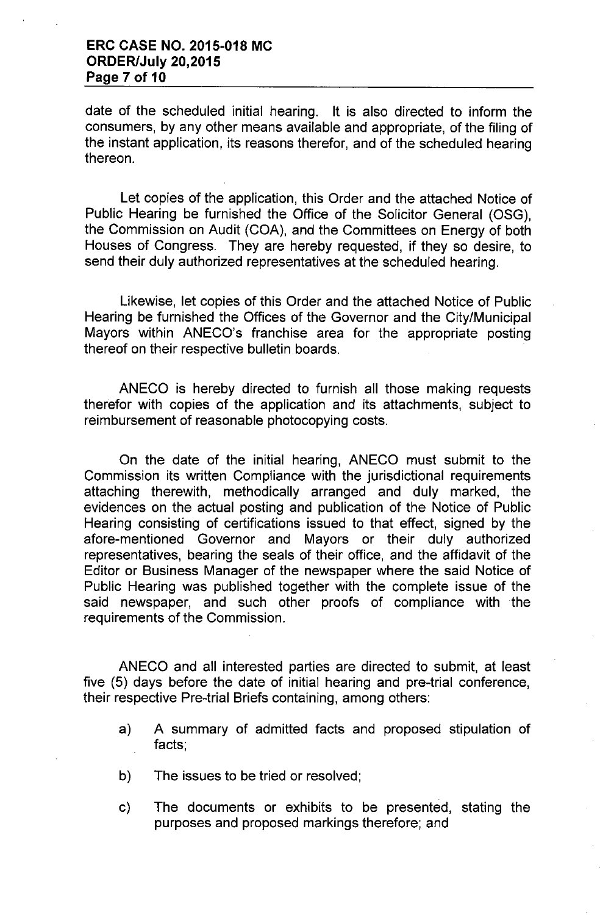date of the scheduled initial hearing. It is also directed to inform the consumers, by any other means available and appropriate, of the filing of the instant application, its reasons therefor, and of the scheduled hearing thereon.

Let copies of the application, this Order and the attached Notice of Public Hearing be furnished the Office of the Solicitor General (OSG), the Commission on Audit (COA), and the Committees on Energy of both Houses of Congress. They are hereby requested, if they so desire, to send their duly authorized representatives at the scheduled hearing.

Likewise, let copies of this Order and the attached Notice of Public Hearing be furnished the Offices of the Governor and the City/Municipal Mayors within ANECO's franchise area for the appropriate posting thereof on their respective bulletin boards.

ANECO is hereby directed to furnish all those making requests therefor with copies of the application and its attachments, subject to reimbursement of reasonable photocopying costs.

On the date of the initial hearing, ANECO must submit to the Commission its written Compliance with the jurisdictional requirements attaching therewith, methodically arranged and duly marked, the evidences on the actual posting and publication of the Notice of Public Hearing consisting of certifications issued to that effect, signed by the afore-mentioned Governor and Mayors or their duly authorized representatives, bearing the seals of their office, and the affidavit of the Editor or Business Manager of the newspaper where the said Notice of Public Hearing was published together with the complete issue of the said newspaper, and such other proofs of compliance with the requirements of the Commission.

ANECO and all interested parties are directed to submit, at least five (5) days before the date of initial hearing and pre-trial conference, their respective Pre-trial Briefs containing, among others:

a) A summary of admitted facts and proposed stipulation of facts;

b) The issues to be tried or resolved;

c) The documents or exhibits to be presented, stating the purposes and proposed markings therefore; and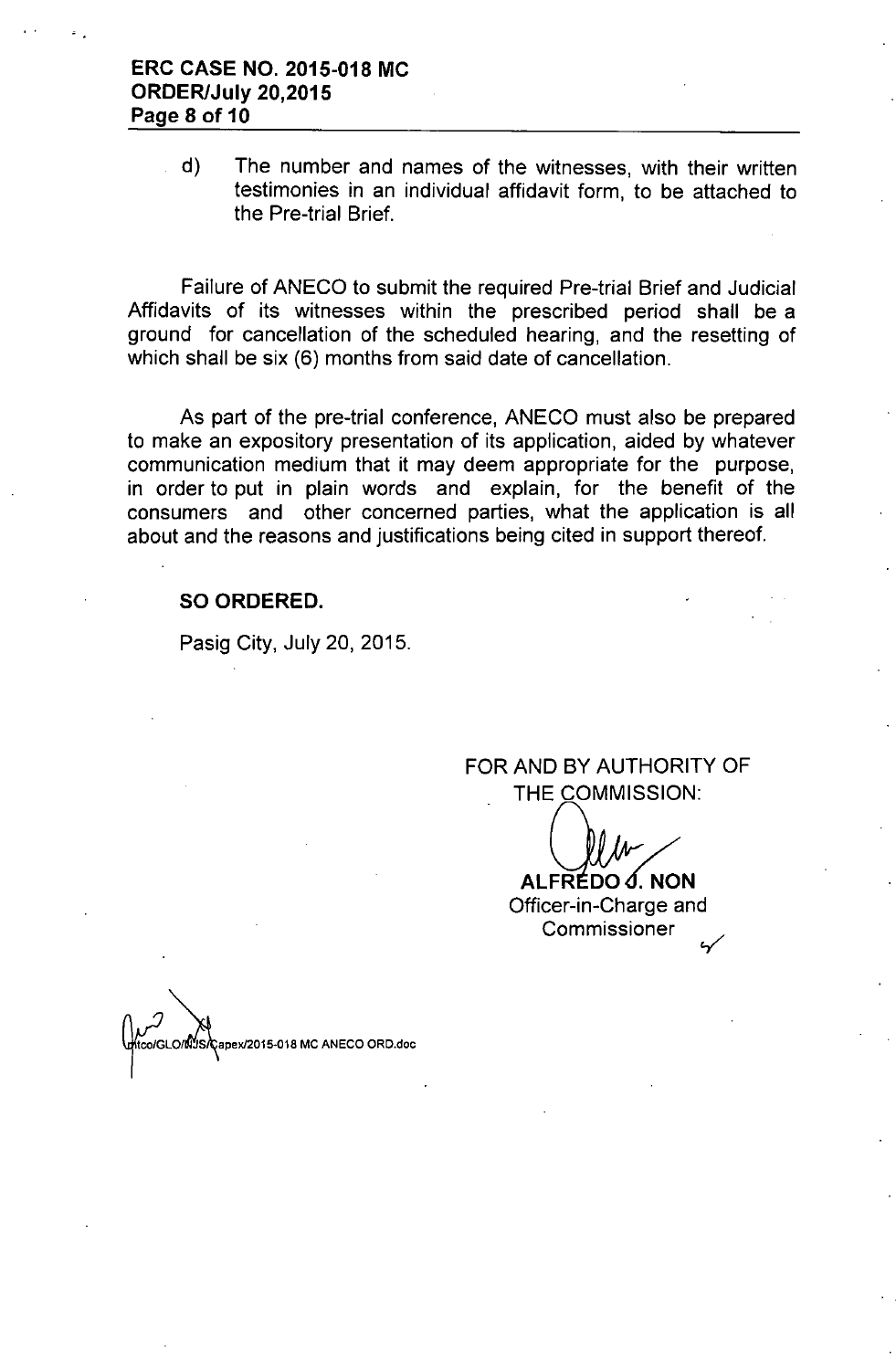d) The number and names of the witnesses, with their written testimonies in an individual affidavit form, to be attached to the Pre-trial Brief.

Failure of ANECO to submit the required Pre-trial Brief and Judicial Affidavits of its witnesses within the prescribed period shall be a ground for cancellation of the scheduled hearing, and the resetting of which shall be six (6) months from said date of cancellation.

As part of the pre-trial conference, ANECO must also be prepared to make an expository presentation of its application, aided by whatever communication medium that it may deem appropriate for the purpose, in order to put in plain words and explain, for the benefit of the consumers and other concerned parties, what the application is all about and the reasons and justifications being cited in support thereof.

**SO ORDERED.**

Pasig City, July 20, 2015.

FOR AND BY AUTHORITY OF THE COMMISSION:

**ALFREDO J. NON**
Officer-in-Charge and Commissioner

tco/GLO/NJS/Capex/2015-018 MC ANECO ORD.doc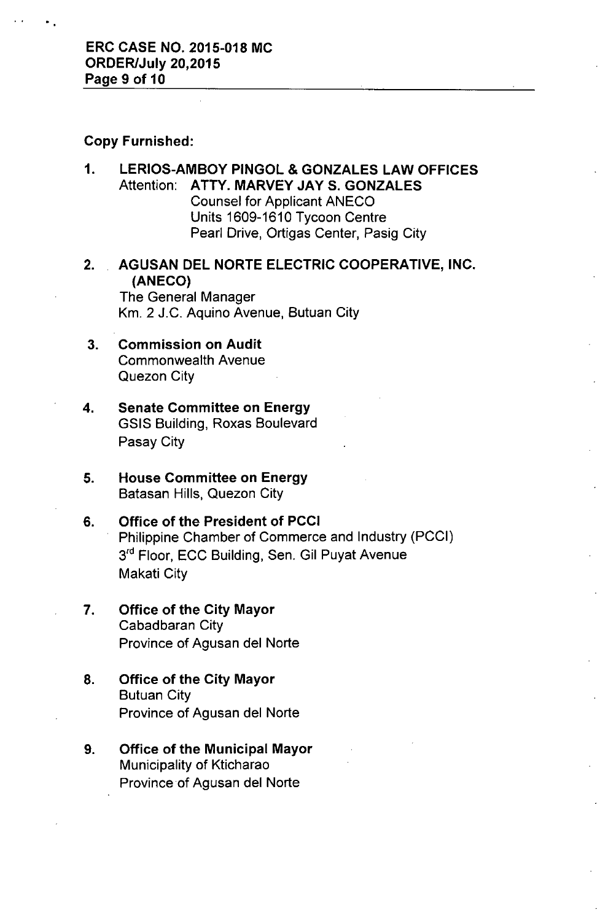**Copy Furnished:**

1. **LERIOS-AMBOY PINGOL & GONZALES LAW OFFICES**
   Attention: **ATTY. MARVEY JAY S. GONZALES**
   Counsel for Applicant ANECO
   Units 1609-1610 Tycoon Centre
   Pearl Drive, Ortigas Center, Pasig City

2. **AGUSAN DEL NORTE ELECTRIC COOPERATIVE, INC. (ANECO)**
   The General Manager
   Km. 2 J.C. Aquino Avenue, Butuan City

3. **Commission on Audit**
   Commonwealth Avenue
   Quezon City

4. **Senate Committee on Energy**
   GSIS Building, Roxas Boulevard
   Pasay City

5. **House Committee on Energy**
   Batasan Hills, Quezon City

6. **Office of the President of PCCI**
   Philippine Chamber of Commerce and Industry (PCCI)
   3rd Floor, ECC Building, Sen. Gil Puyat Avenue
   Makati City

7. **Office of the City Mayor**
   Cabadbaran City
   Province of Agusan del Norte

8. **Office of the City Mayor**
   Butuan City
   Province of Agusan del Norte

9. **Office of the Municipal Mayor**
   Municipality of Kticharao
   Province of Agusan del Norte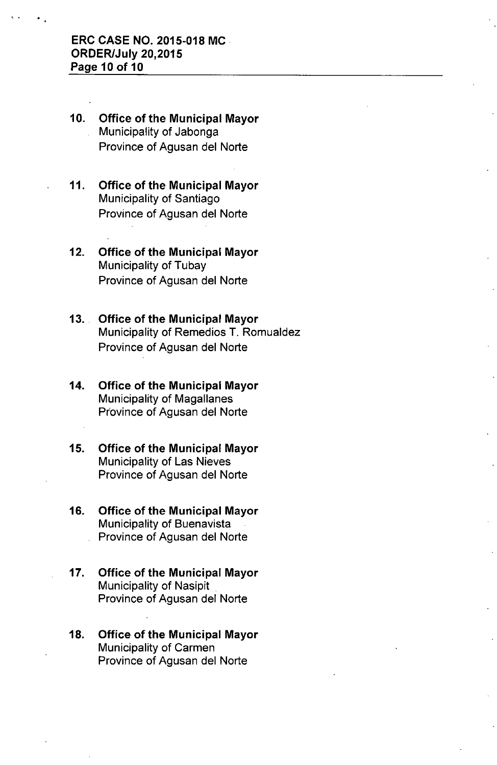10. **Office of the Municipal Mayor**
    Municipality of Jabonga
    Province of Agusan del Norte

11. **Office of the Municipal Mayor**
    Municipality of Santiago
    Province of Agusan del Norte

12. **Office of the Municipal Mayor**
    Municipality of Tubay
    Province of Agusan del Norte

13. **Office of the Municipal Mayor**
    Municipality of Remedios T. Romualdez
    Province of Agusan del Norte

14. **Office of the Municipal Mayor**
    Municipality of Magallanes
    Province of Agusan del Norte

15. **Office of the Municipal Mayor**
    Municipality of Las Nieves
    Province of Agusan del Norte

16. **Office of the Municipal Mayor**
    Municipality of Buenavista
    Province of Agusan del Norte

17. **Office of the Municipal Mayor**
    Municipality of Nasipit
    Province of Agusan del Norte

18. **Office of the Municipal Mayor**
    Municipality of Carmen
    Province of Agusan del Norte